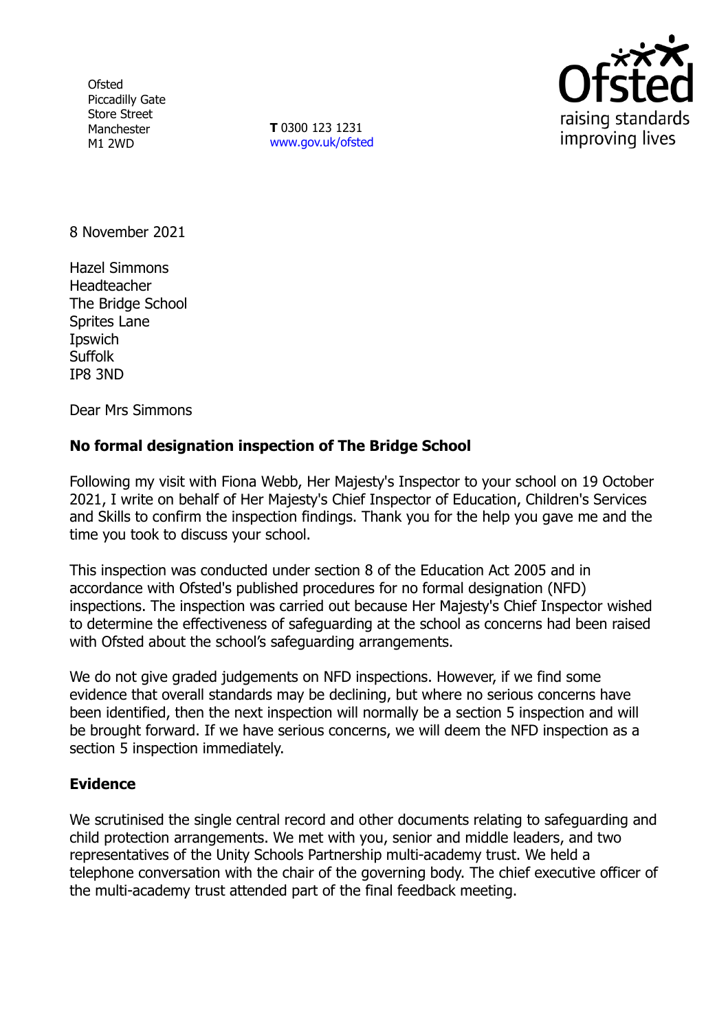Ofsted
Piccadilly Gate
Store Street
Manchester
M1 2WD

**T** 0300 123 1231
www.gov.uk/ofsted

8 November 2021

Hazel Simmons
Headteacher
The Bridge School
Sprites Lane
Ipswich
Suffolk
IP8 3ND

Dear Mrs Simmons

**No formal designation inspection of The Bridge School**

Following my visit with Fiona Webb, Her Majesty's Inspector to your school on 19 October 2021, I write on behalf of Her Majesty's Chief Inspector of Education, Children's Services and Skills to confirm the inspection findings. Thank you for the help you gave me and the time you took to discuss your school.

This inspection was conducted under section 8 of the Education Act 2005 and in accordance with Ofsted's published procedures for no formal designation (NFD) inspections. The inspection was carried out because Her Majesty's Chief Inspector wished to determine the effectiveness of safeguarding at the school as concerns had been raised with Ofsted about the school's safeguarding arrangements.

We do not give graded judgements on NFD inspections. However, if we find some evidence that overall standards may be declining, but where no serious concerns have been identified, then the next inspection will normally be a section 5 inspection and will be brought forward. If we have serious concerns, we will deem the NFD inspection as a section 5 inspection immediately.

## Evidence

We scrutinised the single central record and other documents relating to safeguarding and child protection arrangements. We met with you, senior and middle leaders, and two representatives of the Unity Schools Partnership multi-academy trust. We held a telephone conversation with the chair of the governing body. The chief executive officer of the multi-academy trust attended part of the final feedback meeting.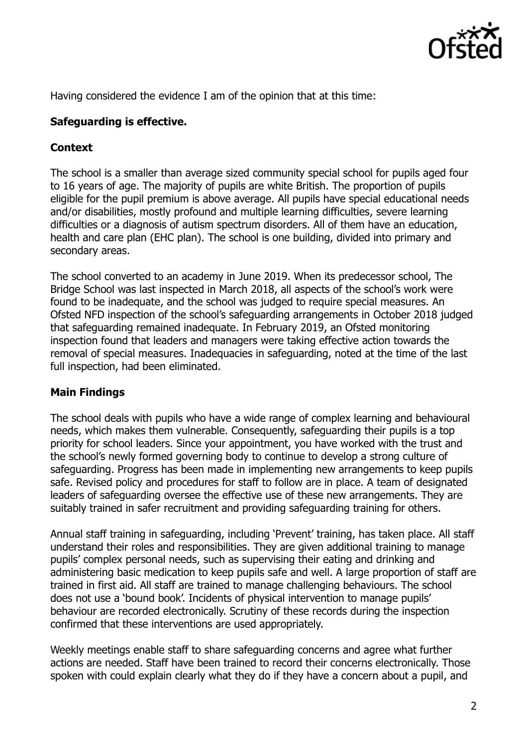Having considered the evidence I am of the opinion that at this time:

**Safeguarding is effective.**

**Context**

The school is a smaller than average sized community special school for pupils aged four to 16 years of age. The majority of pupils are white British. The proportion of pupils eligible for the pupil premium is above average. All pupils have special educational needs and/or disabilities, mostly profound and multiple learning difficulties, severe learning difficulties or a diagnosis of autism spectrum disorders. All of them have an education, health and care plan (EHC plan). The school is one building, divided into primary and secondary areas.

The school converted to an academy in June 2019. When its predecessor school, The Bridge School was last inspected in March 2018, all aspects of the school's work were found to be inadequate, and the school was judged to require special measures. An Ofsted NFD inspection of the school's safeguarding arrangements in October 2018 judged that safeguarding remained inadequate. In February 2019, an Ofsted monitoring inspection found that leaders and managers were taking effective action towards the removal of special measures. Inadequacies in safeguarding, noted at the time of the last full inspection, had been eliminated.

**Main Findings**

The school deals with pupils who have a wide range of complex learning and behavioural needs, which makes them vulnerable. Consequently, safeguarding their pupils is a top priority for school leaders. Since your appointment, you have worked with the trust and the school's newly formed governing body to continue to develop a strong culture of safeguarding. Progress has been made in implementing new arrangements to keep pupils safe. Revised policy and procedures for staff to follow are in place. A team of designated leaders of safeguarding oversee the effective use of these new arrangements. They are suitably trained in safer recruitment and providing safeguarding training for others.

Annual staff training in safeguarding, including 'Prevent' training, has taken place. All staff understand their roles and responsibilities. They are given additional training to manage pupils' complex personal needs, such as supervising their eating and drinking and administering basic medication to keep pupils safe and well. A large proportion of staff are trained in first aid. All staff are trained to manage challenging behaviours. The school does not use a 'bound book'. Incidents of physical intervention to manage pupils' behaviour are recorded electronically. Scrutiny of these records during the inspection confirmed that these interventions are used appropriately.

Weekly meetings enable staff to share safeguarding concerns and agree what further actions are needed. Staff have been trained to record their concerns electronically. Those spoken with could explain clearly what they do if they have a concern about a pupil, and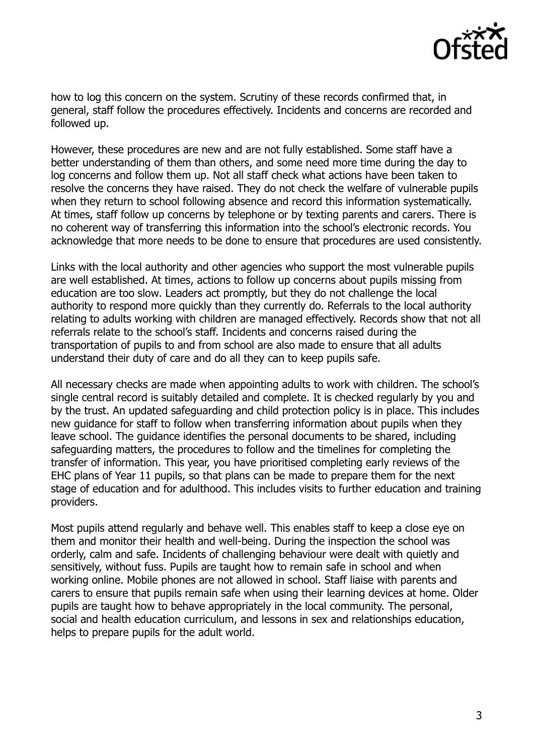how to log this concern on the system. Scrutiny of these records confirmed that, in general, staff follow the procedures effectively. Incidents and concerns are recorded and followed up.

However, these procedures are new and are not fully established. Some staff have a better understanding of them than others, and some need more time during the day to log concerns and follow them up. Not all staff check what actions have been taken to resolve the concerns they have raised. They do not check the welfare of vulnerable pupils when they return to school following absence and record this information systematically. At times, staff follow up concerns by telephone or by texting parents and carers. There is no coherent way of transferring this information into the school's electronic records. You acknowledge that more needs to be done to ensure that procedures are used consistently.

Links with the local authority and other agencies who support the most vulnerable pupils are well established. At times, actions to follow up concerns about pupils missing from education are too slow. Leaders act promptly, but they do not challenge the local authority to respond more quickly than they currently do. Referrals to the local authority relating to adults working with children are managed effectively. Records show that not all referrals relate to the school's staff. Incidents and concerns raised during the transportation of pupils to and from school are also made to ensure that all adults understand their duty of care and do all they can to keep pupils safe.

All necessary checks are made when appointing adults to work with children. The school's single central record is suitably detailed and complete. It is checked regularly by you and by the trust. An updated safeguarding and child protection policy is in place. This includes new guidance for staff to follow when transferring information about pupils when they leave school. The guidance identifies the personal documents to be shared, including safeguarding matters, the procedures to follow and the timelines for completing the transfer of information. This year, you have prioritised completing early reviews of the EHC plans of Year 11 pupils, so that plans can be made to prepare them for the next stage of education and for adulthood. This includes visits to further education and training providers.

Most pupils attend regularly and behave well. This enables staff to keep a close eye on them and monitor their health and well-being. During the inspection the school was orderly, calm and safe. Incidents of challenging behaviour were dealt with quietly and sensitively, without fuss. Pupils are taught how to remain safe in school and when working online. Mobile phones are not allowed in school. Staff liaise with parents and carers to ensure that pupils remain safe when using their learning devices at home. Older pupils are taught how to behave appropriately in the local community. The personal, social and health education curriculum, and lessons in sex and relationships education, helps to prepare pupils for the adult world.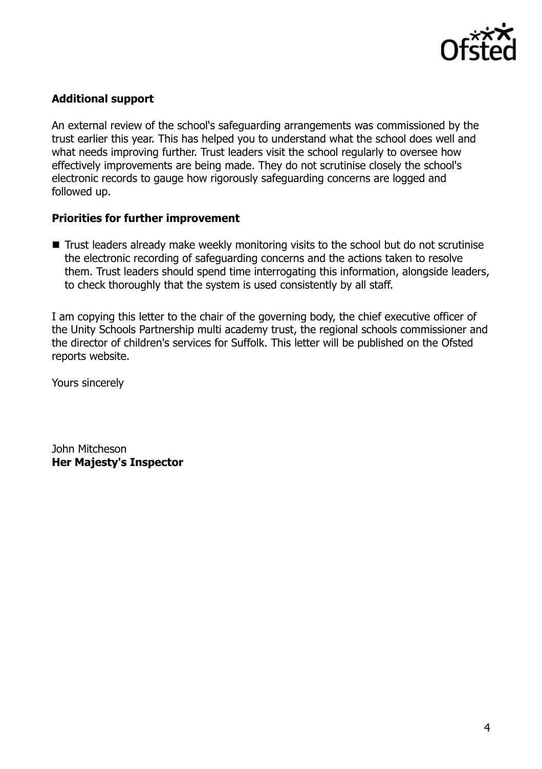## Additional support

An external review of the school's safeguarding arrangements was commissioned by the trust earlier this year. This has helped you to understand what the school does well and what needs improving further. Trust leaders visit the school regularly to oversee how effectively improvements are being made. They do not scrutinise closely the school's electronic records to gauge how rigorously safeguarding concerns are logged and followed up.

## Priorities for further improvement

- Trust leaders already make weekly monitoring visits to the school but do not scrutinise the electronic recording of safeguarding concerns and the actions taken to resolve them. Trust leaders should spend time interrogating this information, alongside leaders, to check thoroughly that the system is used consistently by all staff.

I am copying this letter to the chair of the governing body, the chief executive officer of the Unity Schools Partnership multi academy trust, the regional schools commissioner and the director of children's services for Suffolk. This letter will be published on the Ofsted reports website.

Yours sincerely

John Mitcheson
**Her Majesty's Inspector**